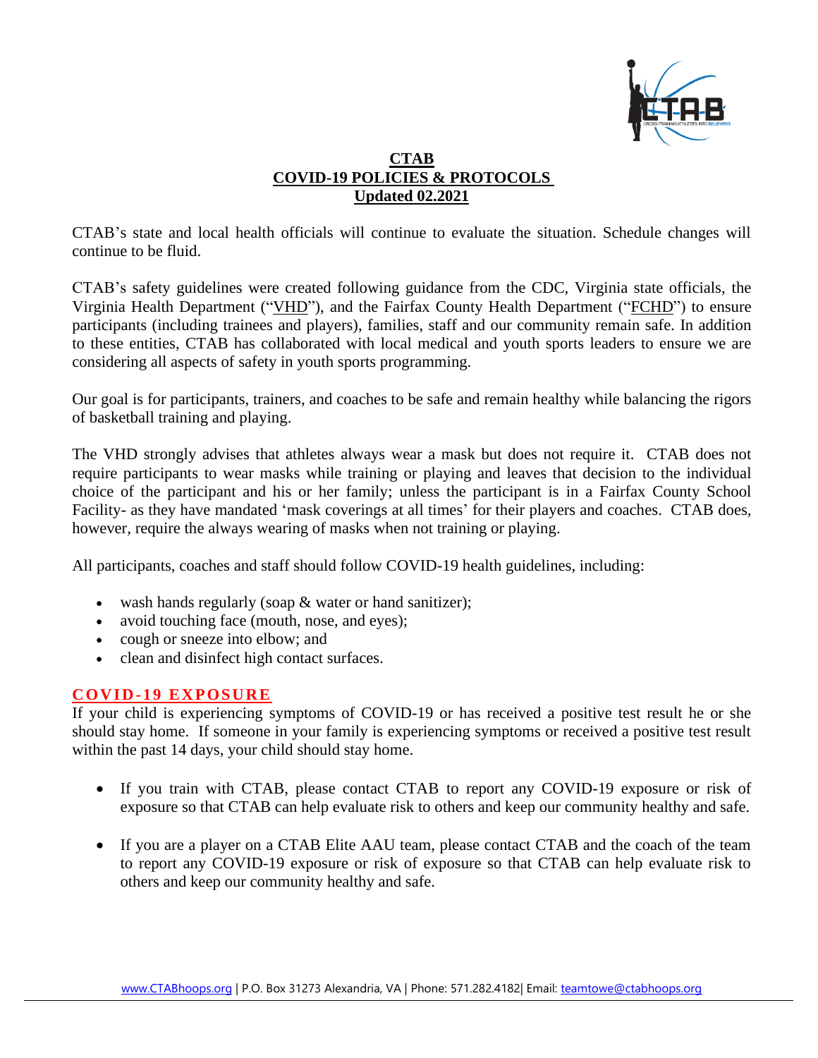# CTAB
# COVID-19 POLICIES & PROTOCOLS
## Updated 02.2021

CTAB's state and local health officials will continue to evaluate the situation. Schedule changes will continue to be fluid.

CTAB's safety guidelines were created following guidance from the CDC, Virginia state officials, the Virginia Health Department ("VHD"), and the Fairfax County Health Department ("FCHD") to ensure participants (including trainees and players), families, staff and our community remain safe. In addition to these entities, CTAB has collaborated with local medical and youth sports leaders to ensure we are considering all aspects of safety in youth sports programming.

Our goal is for participants, trainers, and coaches to be safe and remain healthy while balancing the rigors of basketball training and playing.

The VHD strongly advises that athletes always wear a mask but does not require it. CTAB does not require participants to wear masks while training or playing and leaves that decision to the individual choice of the participant and his or her family; unless the participant is in a Fairfax County School Facility- as they have mandated 'mask coverings at all times' for their players and coaches. CTAB does, however, require the always wearing of masks when not training or playing.

All participants, coaches and staff should follow COVID-19 health guidelines, including:

- wash hands regularly (soap & water or hand sanitizer);
- avoid touching face (mouth, nose, and eyes);
- cough or sneeze into elbow; and
- clean and disinfect high contact surfaces.

## COVID-19 EXPOSURE

If your child is experiencing symptoms of COVID-19 or has received a positive test result he or she should stay home. If someone in your family is experiencing symptoms or received a positive test result within the past 14 days, your child should stay home.

- If you train with CTAB, please contact CTAB to report any COVID-19 exposure or risk of exposure so that CTAB can help evaluate risk to others and keep our community healthy and safe.

- If you are a player on a CTAB Elite AAU team, please contact CTAB and the coach of the team to report any COVID-19 exposure or risk of exposure so that CTAB can help evaluate risk to others and keep our community healthy and safe.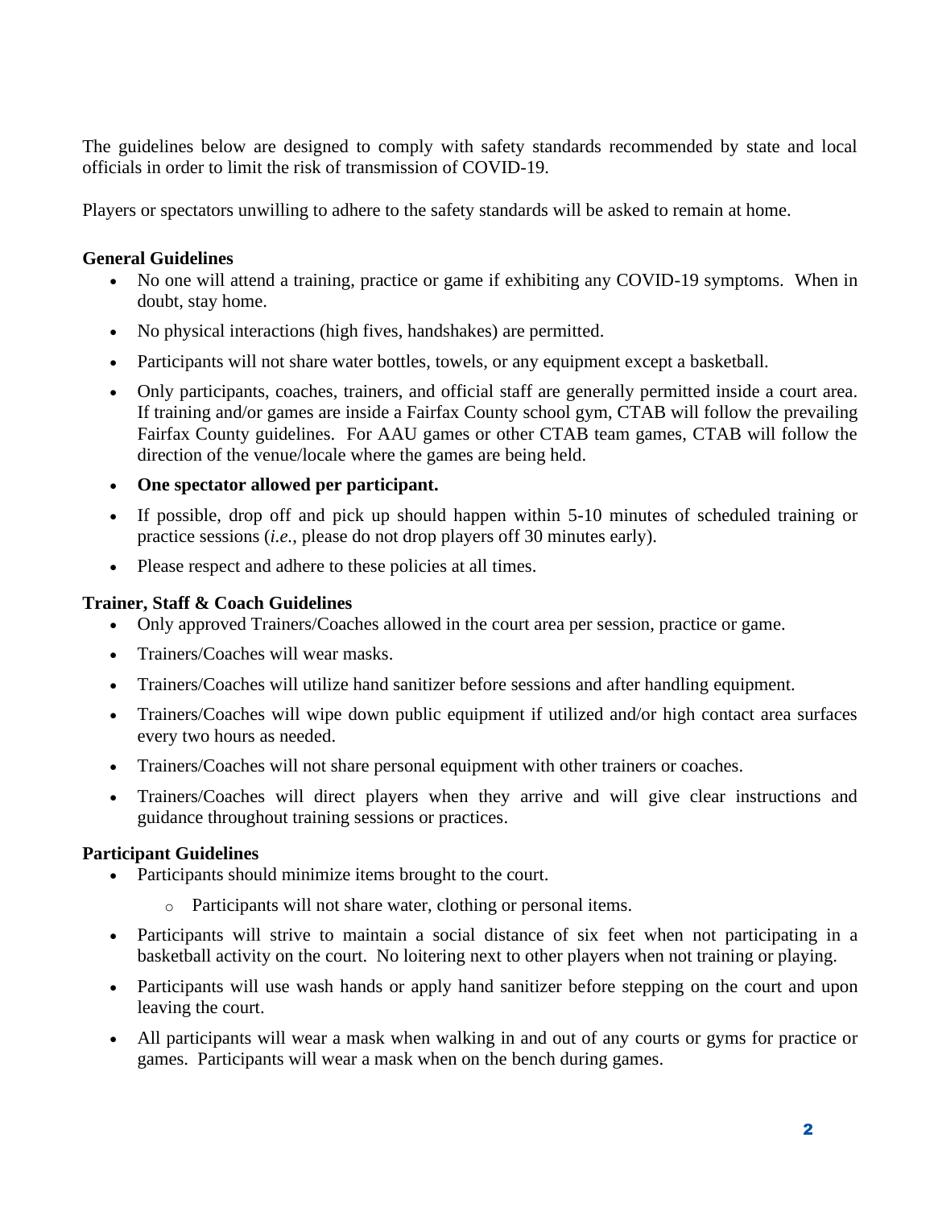The guidelines below are designed to comply with safety standards recommended by state and local officials in order to limit the risk of transmission of COVID-19.

Players or spectators unwilling to adhere to the safety standards will be asked to remain at home.

**General Guidelines**

- No one will attend a training, practice or game if exhibiting any COVID-19 symptoms. When in doubt, stay home.
- No physical interactions (high fives, handshakes) are permitted.
- Participants will not share water bottles, towels, or any equipment except a basketball.
- Only participants, coaches, trainers, and official staff are generally permitted inside a court area. If training and/or games are inside a Fairfax County school gym, CTAB will follow the prevailing Fairfax County guidelines. For AAU games or other CTAB team games, CTAB will follow the direction of the venue/locale where the games are being held.
- **One spectator allowed per participant.**
- If possible, drop off and pick up should happen within 5-10 minutes of scheduled training or practice sessions (*i.e.*, please do not drop players off 30 minutes early).
- Please respect and adhere to these policies at all times.

**Trainer, Staff & Coach Guidelines**

- Only approved Trainers/Coaches allowed in the court area per session, practice or game.
- Trainers/Coaches will wear masks.
- Trainers/Coaches will utilize hand sanitizer before sessions and after handling equipment.
- Trainers/Coaches will wipe down public equipment if utilized and/or high contact area surfaces every two hours as needed.
- Trainers/Coaches will not share personal equipment with other trainers or coaches.
- Trainers/Coaches will direct players when they arrive and will give clear instructions and guidance throughout training sessions or practices.

**Participant Guidelines**

- Participants should minimize items brought to the court.
  - Participants will not share water, clothing or personal items.
- Participants will strive to maintain a social distance of six feet when not participating in a basketball activity on the court. No loitering next to other players when not training or playing.
- Participants will use wash hands or apply hand sanitizer before stepping on the court and upon leaving the court.
- All participants will wear a mask when walking in and out of any courts or gyms for practice or games. Participants will wear a mask when on the bench during games.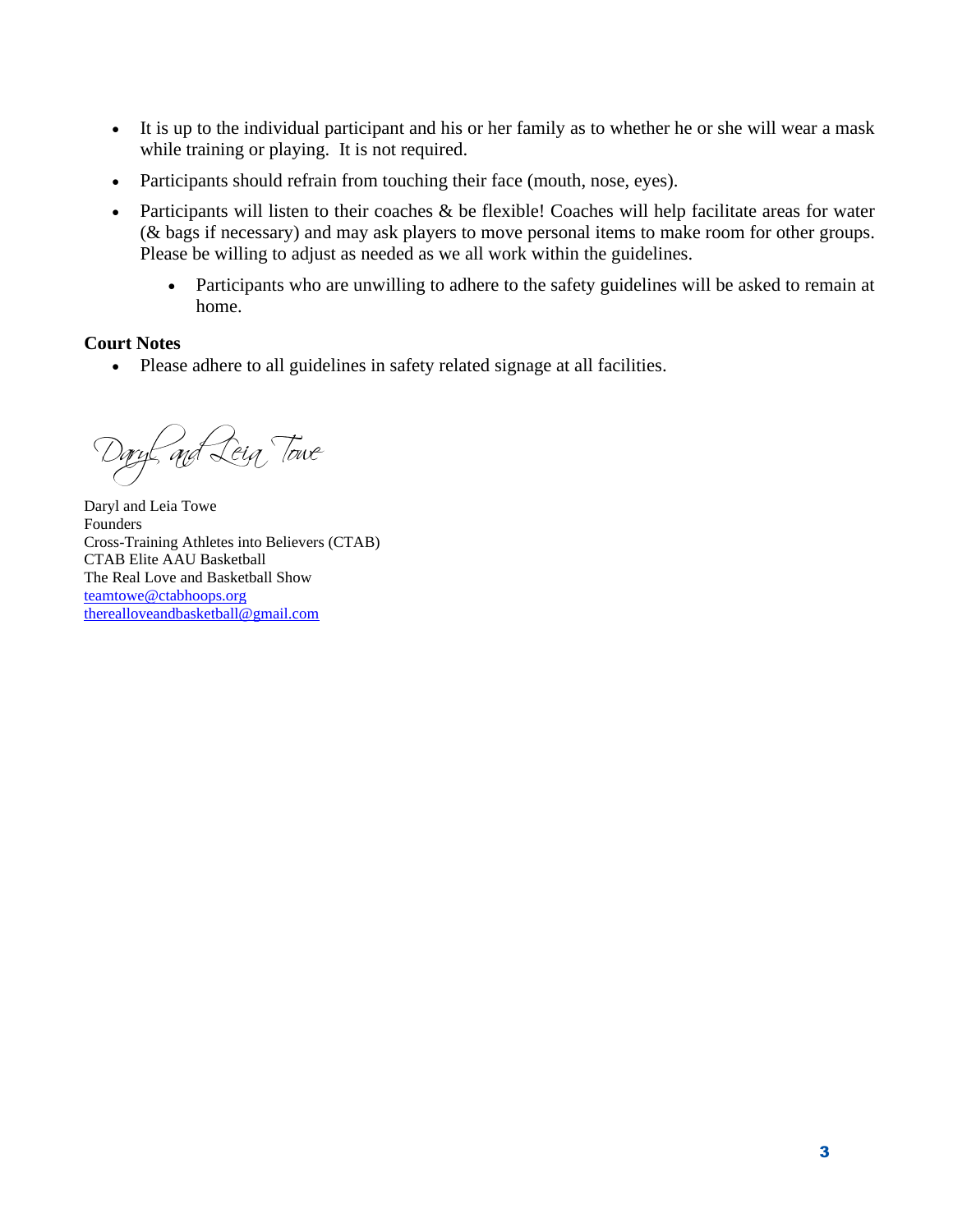- It is up to the individual participant and his or her family as to whether he or she will wear a mask while training or playing. It is not required.
- Participants should refrain from touching their face (mouth, nose, eyes).
- Participants will listen to their coaches & be flexible! Coaches will help facilitate areas for water (& bags if necessary) and may ask players to move personal items to make room for other groups. Please be willing to adjust as needed as we all work within the guidelines.
    - Participants who are unwilling to adhere to the safety guidelines will be asked to remain at home.

**Court Notes**

- Please adhere to all guidelines in safety related signage at all facilities.

*Daryl and Leia Towe*

Daryl and Leia Towe
Founders
Cross-Training Athletes into Believers (CTAB)
CTAB Elite AAU Basketball
The Real Love and Basketball Show
teamtowe@ctabhoops.org
thereallovebasketball@gmail.com